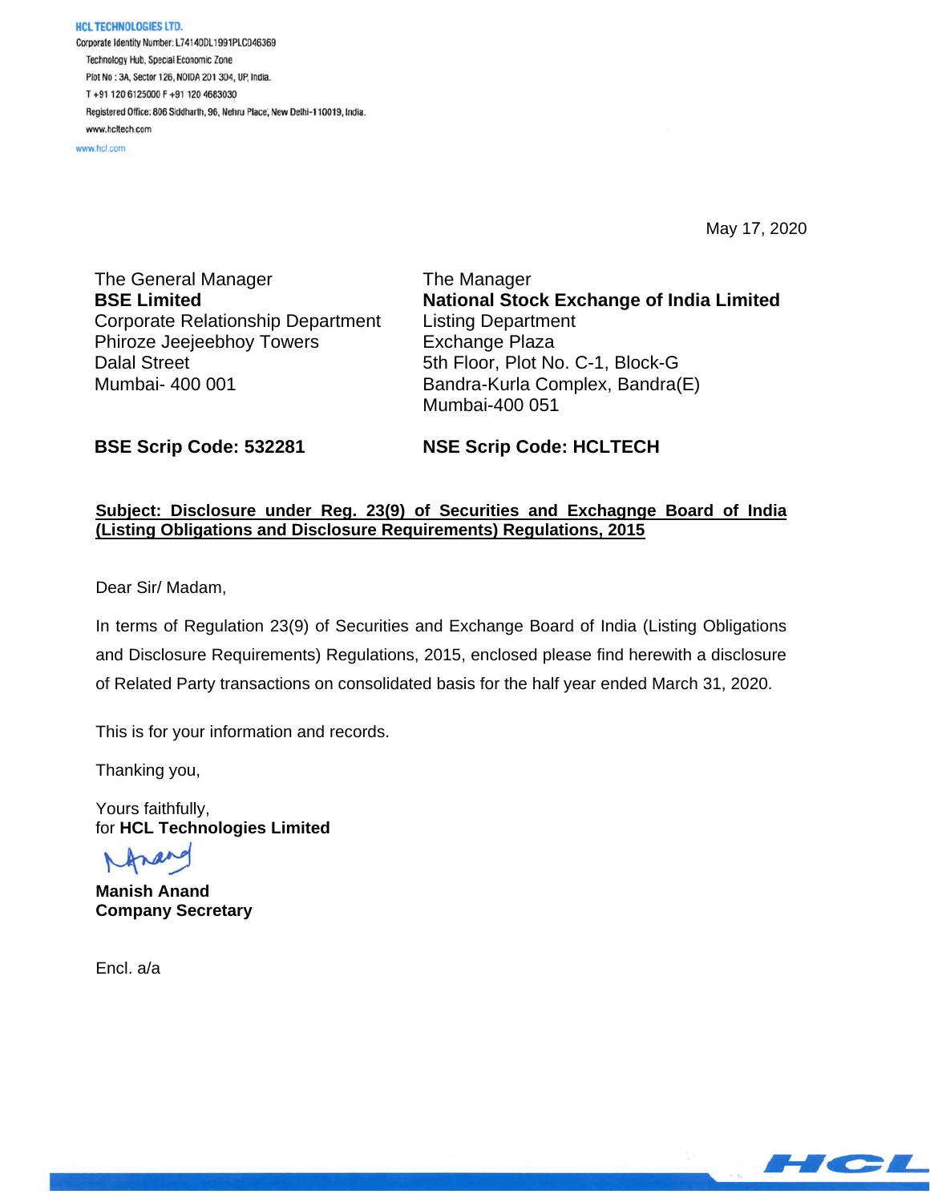**HCL TECHNOLOGIES LTD.**
Corporate Identity Number: L74140DL1991PLC046369
Technology Hub, Special Economic Zone
Plot No : 3A, Sector 126, NOIDA 201 304, UP, India.
T +91 120 6125000 F +91 120 4683030
Registered Office: 806 Siddharth, 96, Nehru Place, New Delhi-110019, India.
www.hcltech.com
www.hcl.com

May 17, 2020

The General Manager
**BSE Limited**
Corporate Relationship Department
Phiroze Jeejeebhoy Towers
Dalal Street
Mumbai- 400 001

**BSE Scrip Code: 532281**

The Manager
**National Stock Exchange of India Limited**
Listing Department
Exchange Plaza
5th Floor, Plot No. C-1, Block-G
Bandra-Kurla Complex, Bandra(E)
Mumbai-400 051

**NSE Scrip Code: HCLTECH**

**Subject: Disclosure under Reg. 23(9) of Securities and Exchagnge Board of India (Listing Obligations and Disclosure Requirements) Regulations, 2015**

Dear Sir/ Madam,

In terms of Regulation 23(9) of Securities and Exchange Board of India (Listing Obligations and Disclosure Requirements) Regulations, 2015, enclosed please find herewith a disclosure of Related Party transactions on consolidated basis for the half year ended March 31, 2020.

This is for your information and records.

Thanking you,

Yours faithfully,
for **HCL Technologies Limited**

**Manish Anand**
**Company Secretary**

Encl. a/a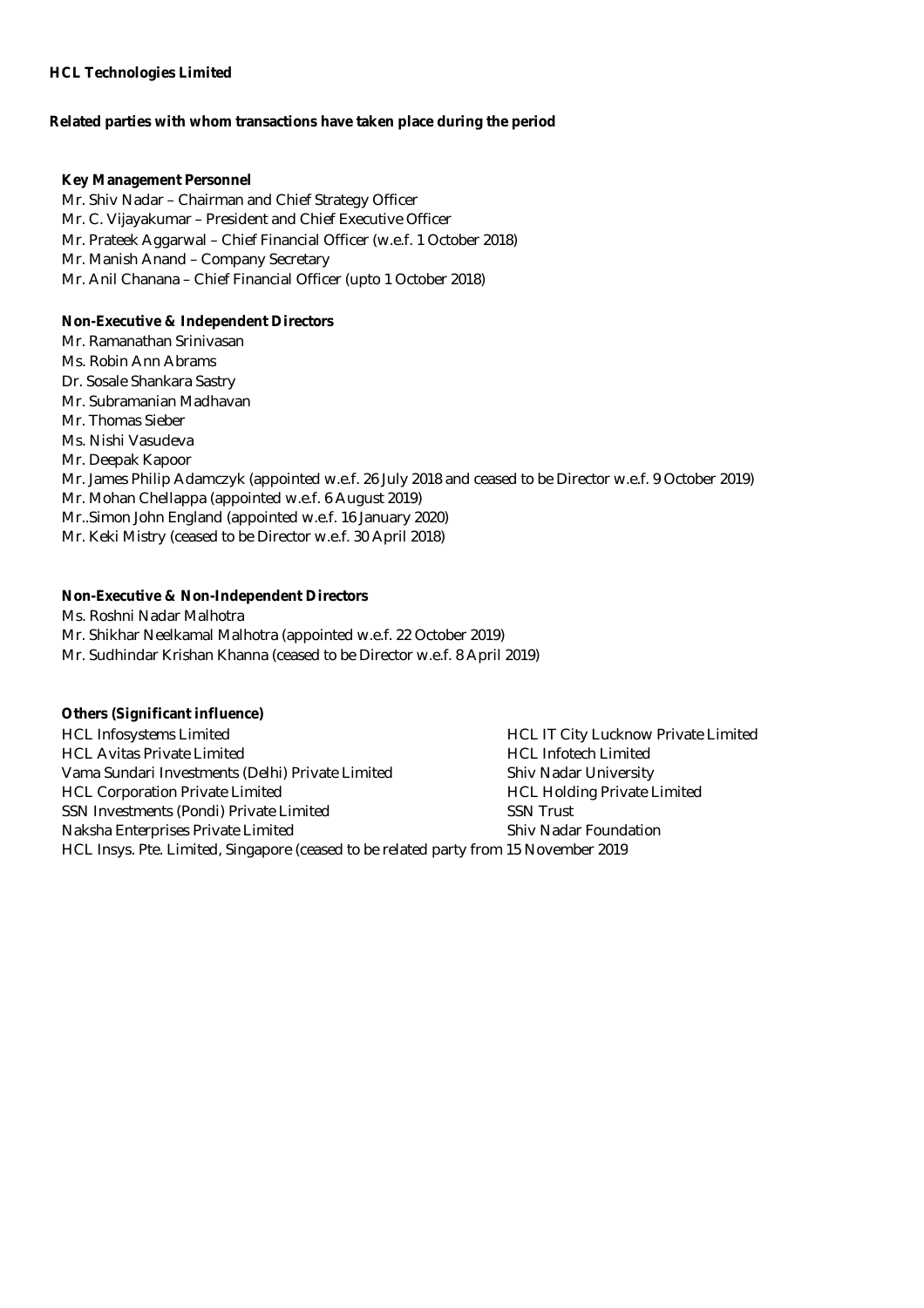**HCL Technologies Limited**

**Related parties with whom transactions have taken place during the period**

**Key Management Personnel**

Mr. Shiv Nadar – Chairman and Chief Strategy Officer
Mr. C. Vijayakumar – President and Chief Executive Officer
Mr. Prateek Aggarwal – Chief Financial Officer (w.e.f. 1 October 2018)
Mr. Manish Anand – Company Secretary
Mr. Anil Chanana – Chief Financial Officer (upto 1 October 2018)

**Non-Executive & Independent Directors**

Mr. Ramanathan Srinivasan
Ms. Robin Ann Abrams
Dr. Sosale Shankara Sastry
Mr. Subramanian Madhavan
Mr. Thomas Sieber
Ms. Nishi Vasudeva
Mr. Deepak Kapoor
Mr. James Philip Adamczyk (appointed w.e.f. 26 July 2018 and ceased to be Director w.e.f. 9 October 2019)
Mr. Mohan Chellappa (appointed w.e.f. 6 August 2019)
Mr..Simon John England (appointed w.e.f. 16 January 2020)
Mr. Keki Mistry (ceased to be Director w.e.f. 30 April 2018)

**Non-Executive & Non-Independent Directors**

Ms. Roshni Nadar Malhotra
Mr. Shikhar Neelkamal Malhotra (appointed w.e.f. 22 October 2019)
Mr. Sudhindar Krishan Khanna (ceased to be Director w.e.f. 8 April 2019)

**Others (Significant influence)**

HCL Infosystems Limited
HCL Avitas Private Limited
Vama Sundari Investments (Delhi) Private Limited
HCL Corporation Private Limited
SSN Investments (Pondi) Private Limited
Naksha Enterprises Private Limited
HCL IT City Lucknow Private Limited
HCL Infotech Limited
Shiv Nadar University
HCL Holding Private Limited
SSN Trust
Shiv Nadar Foundation
HCL Insys. Pte. Limited, Singapore (ceased to be related party from 15 November 2019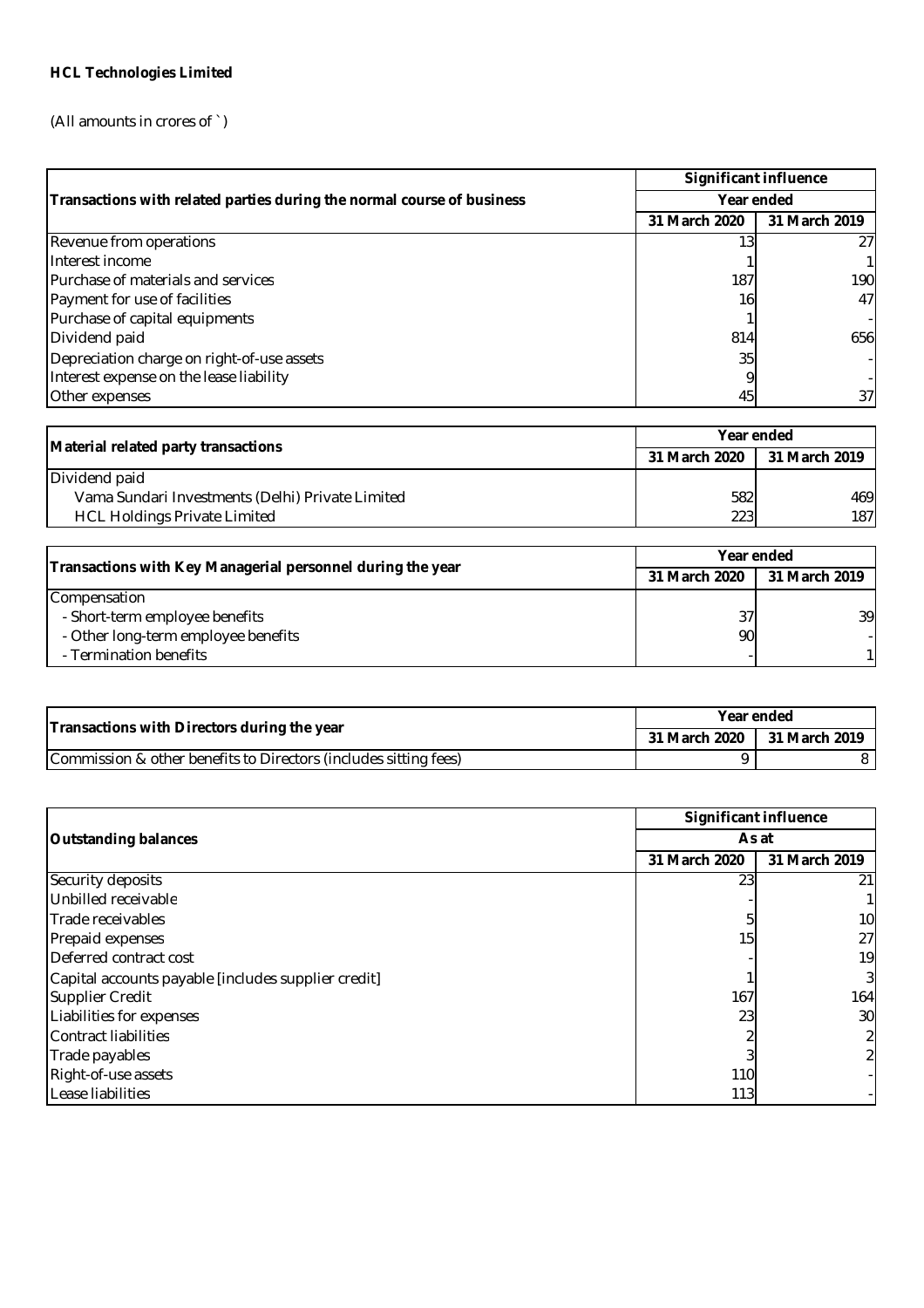**HCL Technologies Limited**

(All amounts in crores of ` )

| Transactions with related parties during the normal course of business | Significant influence | |
|---|---|---|
| | Year ended | |
| | 31 March 2020 | 31 March 2019 |
| Revenue from operations | 13 | 27 |
| Interest income | 1 | 1 |
| Purchase of materials and services | 187 | 190 |
| Payment for use of facilities | 16 | 47 |
| Purchase of capital equipments | 1 | - |
| Dividend paid | 814 | 656 |
| Depreciation charge on right-of-use assets | 35 | - |
| Interest expense on the lease liability | 9 | - |
| Other expenses | 45 | 37 |

| Material related party transactions | Year ended | |
|---|---|---|
| | 31 March 2020 | 31 March 2019 |
| Dividend paid | | |
| Vama Sundari Investments (Delhi) Private Limited | 582 | 469 |
| HCL Holdings Private Limited | 223 | 187 |

| Transactions with Key Managerial personnel during the year | Year ended | |
|---|---|---|
| | 31 March 2020 | 31 March 2019 |
| Compensation | | |
| - Short-term employee benefits | 37 | 39 |
| - Other long-term employee benefits | 90 | - |
| - Termination benefits | - | 1 |

| Transactions with Directors during the year | Year ended | |
|---|---|---|
| | 31 March 2020 | 31 March 2019 |
| Commission & other benefits to Directors (includes sitting fees) | 9 | 8 |

| Outstanding balances | Significant influence | |
|---|---|---|
| | As at | |
| | 31 March 2020 | 31 March 2019 |
| Security deposits | 23 | 21 |
| Unbilled receivable | - | 1 |
| Trade receivables | 5 | 10 |
| Prepaid expenses | 15 | 27 |
| Deferred contract cost | - | 19 |
| Capital accounts payable [includes supplier credit] | 1 | 3 |
| Supplier Credit | 167 | 164 |
| Liabilities for expenses | 23 | 30 |
| Contract liabilities | 2 | 2 |
| Trade payables | 3 | 2 |
| Right-of-use assets | 110 | - |
| Lease liabilities | 113 | - |